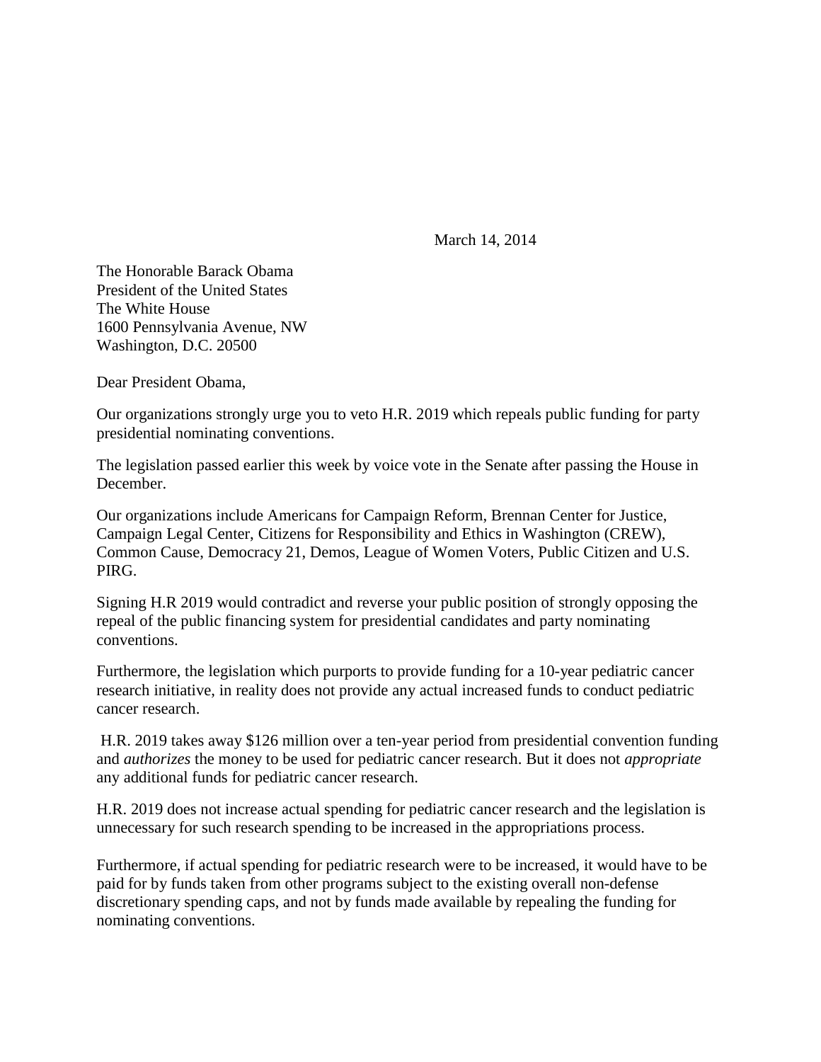March 14, 2014

The Honorable Barack Obama
President of the United States
The White House
1600 Pennsylvania Avenue, NW
Washington, D.C. 20500

Dear President Obama,

Our organizations strongly urge you to veto H.R. 2019 which repeals public funding for party presidential nominating conventions.

The legislation passed earlier this week by voice vote in the Senate after passing the House in December.

Our organizations include Americans for Campaign Reform, Brennan Center for Justice, Campaign Legal Center, Citizens for Responsibility and Ethics in Washington (CREW), Common Cause, Democracy 21, Demos, League of Women Voters, Public Citizen and U.S. PIRG.

Signing H.R 2019 would contradict and reverse your public position of strongly opposing the repeal of the public financing system for presidential candidates and party nominating conventions.

Furthermore, the legislation which purports to provide funding for a 10-year pediatric cancer research initiative, in reality does not provide any actual increased funds to conduct pediatric cancer research.

H.R. 2019 takes away $126 million over a ten-year period from presidential convention funding and *authorizes* the money to be used for pediatric cancer research. But it does not *appropriate* any additional funds for pediatric cancer research.

H.R. 2019 does not increase actual spending for pediatric cancer research and the legislation is unnecessary for such research spending to be increased in the appropriations process.

Furthermore, if actual spending for pediatric research were to be increased, it would have to be paid for by funds taken from other programs subject to the existing overall non-defense discretionary spending caps, and not by funds made available by repealing the funding for nominating conventions.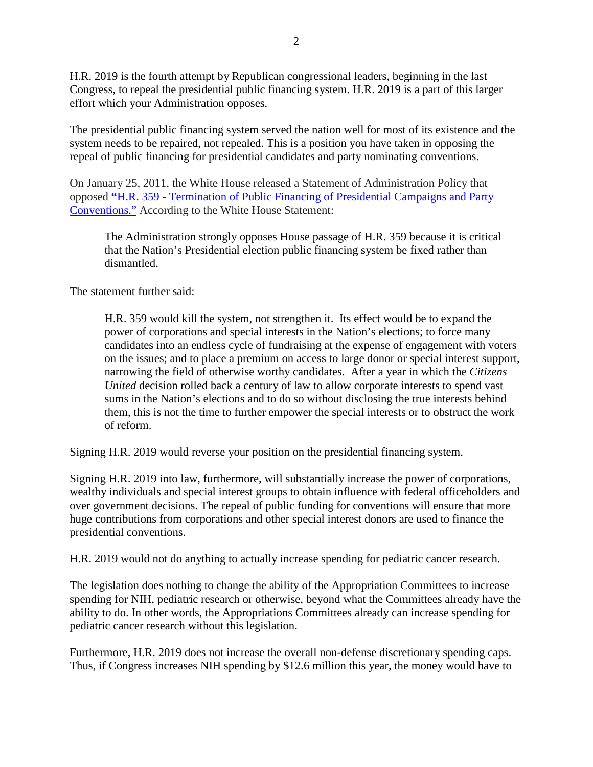H.R. 2019 is the fourth attempt by Republican congressional leaders, beginning in the last Congress, to repeal the presidential public financing system. H.R. 2019 is a part of this larger effort which your Administration opposes.

The presidential public financing system served the nation well for most of its existence and the system needs to be repaired, not repealed. This is a position you have taken in opposing the repeal of public financing for presidential candidates and party nominating conventions.

On January 25, 2011, the White House released a Statement of Administration Policy that opposed "H.R. 359 - Termination of Public Financing of Presidential Campaigns and Party Conventions." According to the White House Statement:

> The Administration strongly opposes House passage of H.R. 359 because it is critical that the Nation's Presidential election public financing system be fixed rather than dismantled.

The statement further said:

> H.R. 359 would kill the system, not strengthen it. Its effect would be to expand the power of corporations and special interests in the Nation's elections; to force many candidates into an endless cycle of fundraising at the expense of engagement with voters on the issues; and to place a premium on access to large donor or special interest support, narrowing the field of otherwise worthy candidates. After a year in which the *Citizens United* decision rolled back a century of law to allow corporate interests to spend vast sums in the Nation's elections and to do so without disclosing the true interests behind them, this is not the time to further empower the special interests or to obstruct the work of reform.

Signing H.R. 2019 would reverse your position on the presidential financing system.

Signing H.R. 2019 into law, furthermore, will substantially increase the power of corporations, wealthy individuals and special interest groups to obtain influence with federal officeholders and over government decisions. The repeal of public funding for conventions will ensure that more huge contributions from corporations and other special interest donors are used to finance the presidential conventions.

H.R. 2019 would not do anything to actually increase spending for pediatric cancer research.

The legislation does nothing to change the ability of the Appropriation Committees to increase spending for NIH, pediatric research or otherwise, beyond what the Committees already have the ability to do. In other words, the Appropriations Committees already can increase spending for pediatric cancer research without this legislation.

Furthermore, H.R. 2019 does not increase the overall non-defense discretionary spending caps. Thus, if Congress increases NIH spending by $12.6 million this year, the money would have to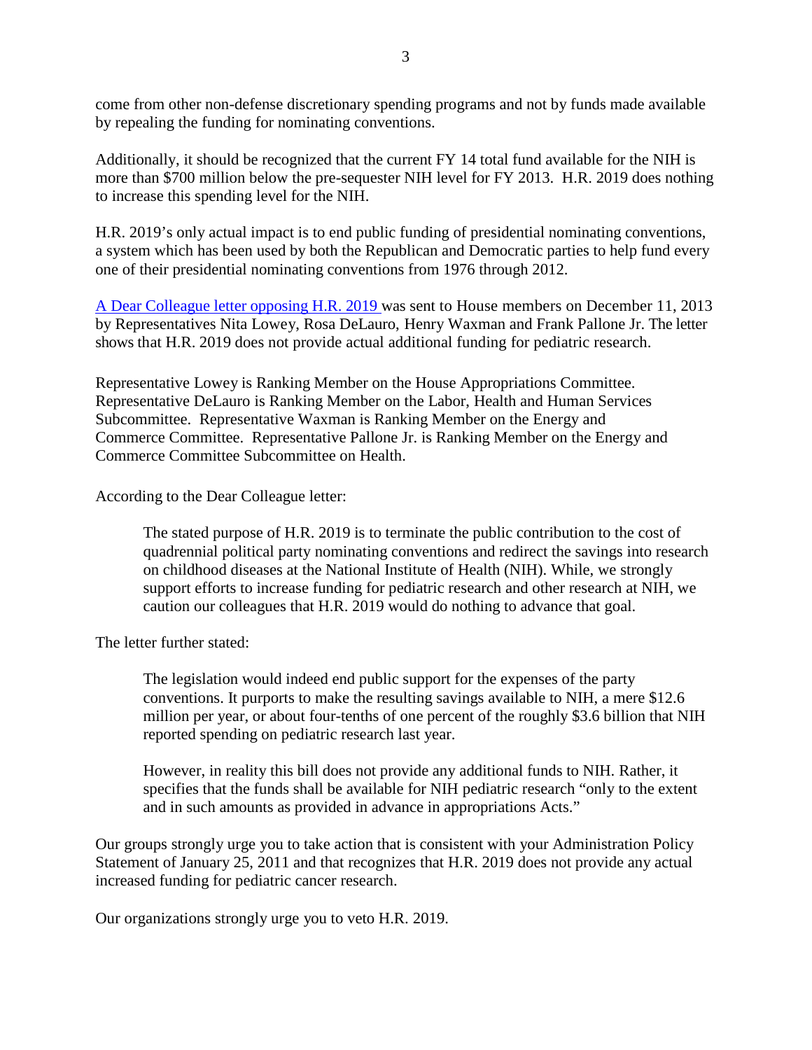come from other non-defense discretionary spending programs and not by funds made available by repealing the funding for nominating conventions.

Additionally, it should be recognized that the current FY 14 total fund available for the NIH is more than $700 million below the pre-sequester NIH level for FY 2013. H.R. 2019 does nothing to increase this spending level for the NIH.

H.R. 2019's only actual impact is to end public funding of presidential nominating conventions, a system which has been used by both the Republican and Democratic parties to help fund every one of their presidential nominating conventions from 1976 through 2012.

A Dear Colleague letter opposing H.R. 2019 was sent to House members on December 11, 2013 by Representatives Nita Lowey, Rosa DeLauro, Henry Waxman and Frank Pallone Jr. The letter shows that H.R. 2019 does not provide actual additional funding for pediatric research.

Representative Lowey is Ranking Member on the House Appropriations Committee. Representative DeLauro is Ranking Member on the Labor, Health and Human Services Subcommittee. Representative Waxman is Ranking Member on the Energy and Commerce Committee. Representative Pallone Jr. is Ranking Member on the Energy and Commerce Committee Subcommittee on Health.

According to the Dear Colleague letter:

> The stated purpose of H.R. 2019 is to terminate the public contribution to the cost of quadrennial political party nominating conventions and redirect the savings into research on childhood diseases at the National Institute of Health (NIH). While, we strongly support efforts to increase funding for pediatric research and other research at NIH, we caution our colleagues that H.R. 2019 would do nothing to advance that goal.

The letter further stated:

> The legislation would indeed end public support for the expenses of the party conventions. It purports to make the resulting savings available to NIH, a mere $12.6 million per year, or about four-tenths of one percent of the roughly $3.6 billion that NIH reported spending on pediatric research last year.
>
> However, in reality this bill does not provide any additional funds to NIH. Rather, it specifies that the funds shall be available for NIH pediatric research "only to the extent and in such amounts as provided in advance in appropriations Acts."

Our groups strongly urge you to take action that is consistent with your Administration Policy Statement of January 25, 2011 and that recognizes that H.R. 2019 does not provide any actual increased funding for pediatric cancer research.

Our organizations strongly urge you to veto H.R. 2019.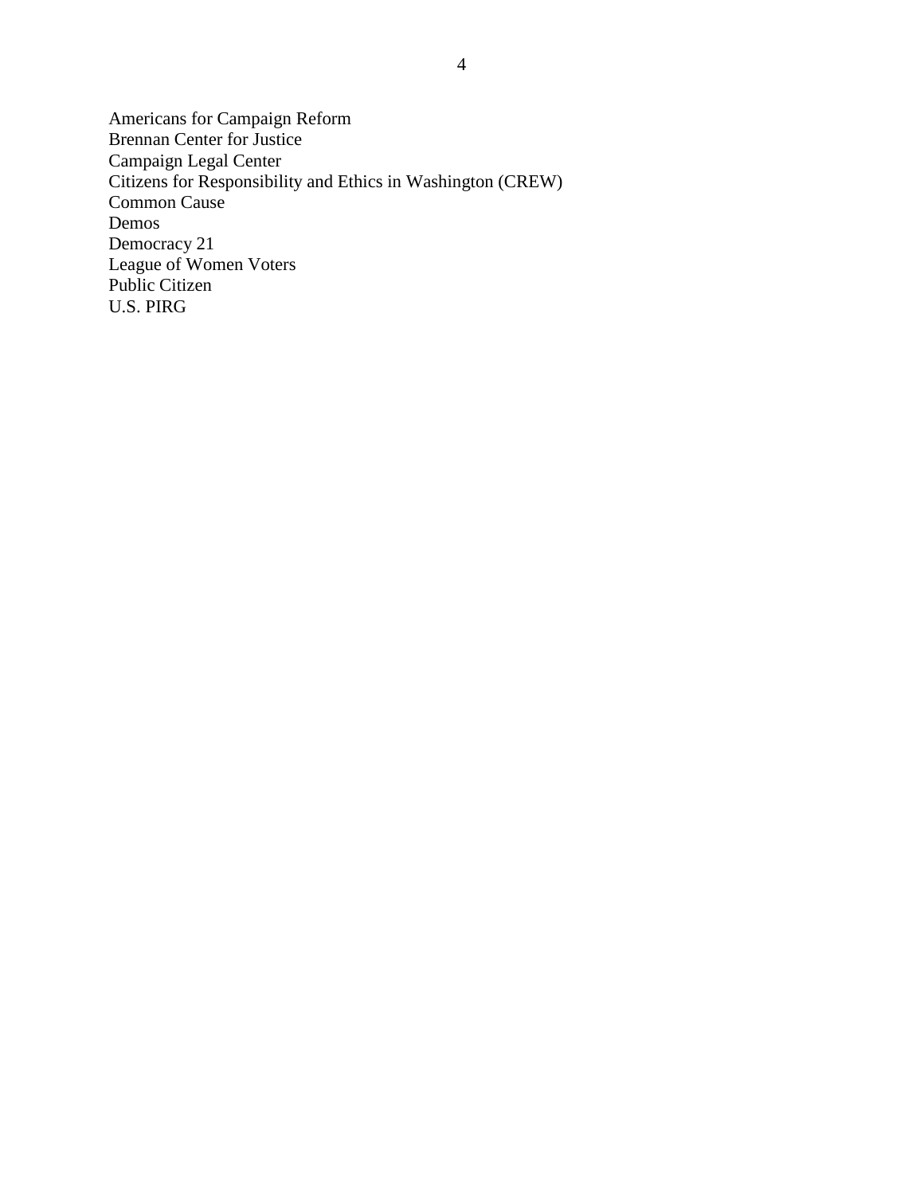Americans for Campaign Reform
Brennan Center for Justice
Campaign Legal Center
Citizens for Responsibility and Ethics in Washington (CREW)
Common Cause
Demos
Democracy 21
League of Women Voters
Public Citizen
U.S. PIRG